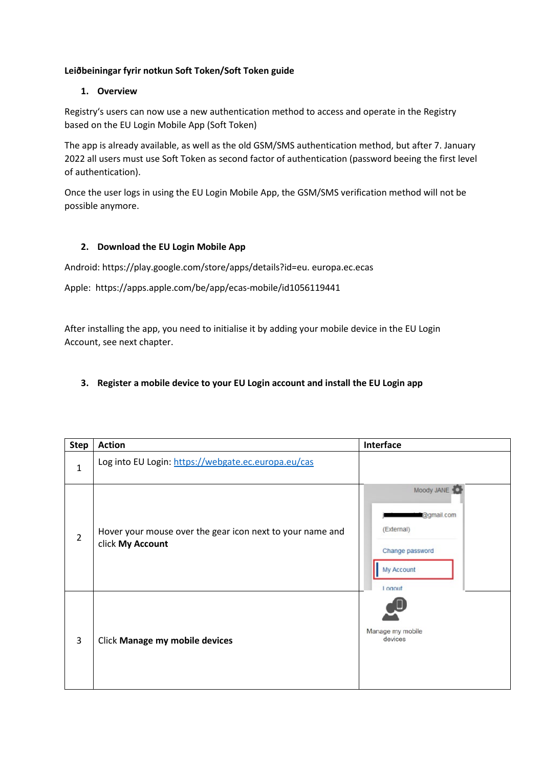**Leiðbeiningar fyrir notkun Soft Token/Soft Token guide**

## 1. Overview

Registry's users can now use a new authentication method to access and operate in the Registry based on the EU Login Mobile App (Soft Token)

The app is already available, as well as the old GSM/SMS authentication method, but after 7. January 2022 all users must use Soft Token as second factor of authentication (password beeing the first level of authentication).

Once the user logs in using the EU Login Mobile App, the GSM/SMS verification method will not be possible anymore.

## 2. Download the EU Login Mobile App

Android: https://play.google.com/store/apps/details?id=eu. europa.ec.ecas

Apple: https://apps.apple.com/be/app/ecas-mobile/id1056119441

After installing the app, you need to initialise it by adding your mobile device in the EU Login Account, see next chapter.

## 3. Register a mobile device to your EU Login account and install the EU Login app

| Step | Action | Interface |
|---|---|---|
| 1 | Log into EU Login: https://webgate.ec.europa.eu/cas | |
| 2 | Hover your mouse over the gear icon next to your name and click **My Account** | Moody JANE<br>@gmail.com<br>(External)<br>Change password<br>My Account<br>Logout |
| 3 | Click **Manage my mobile devices** | Manage my mobile devices |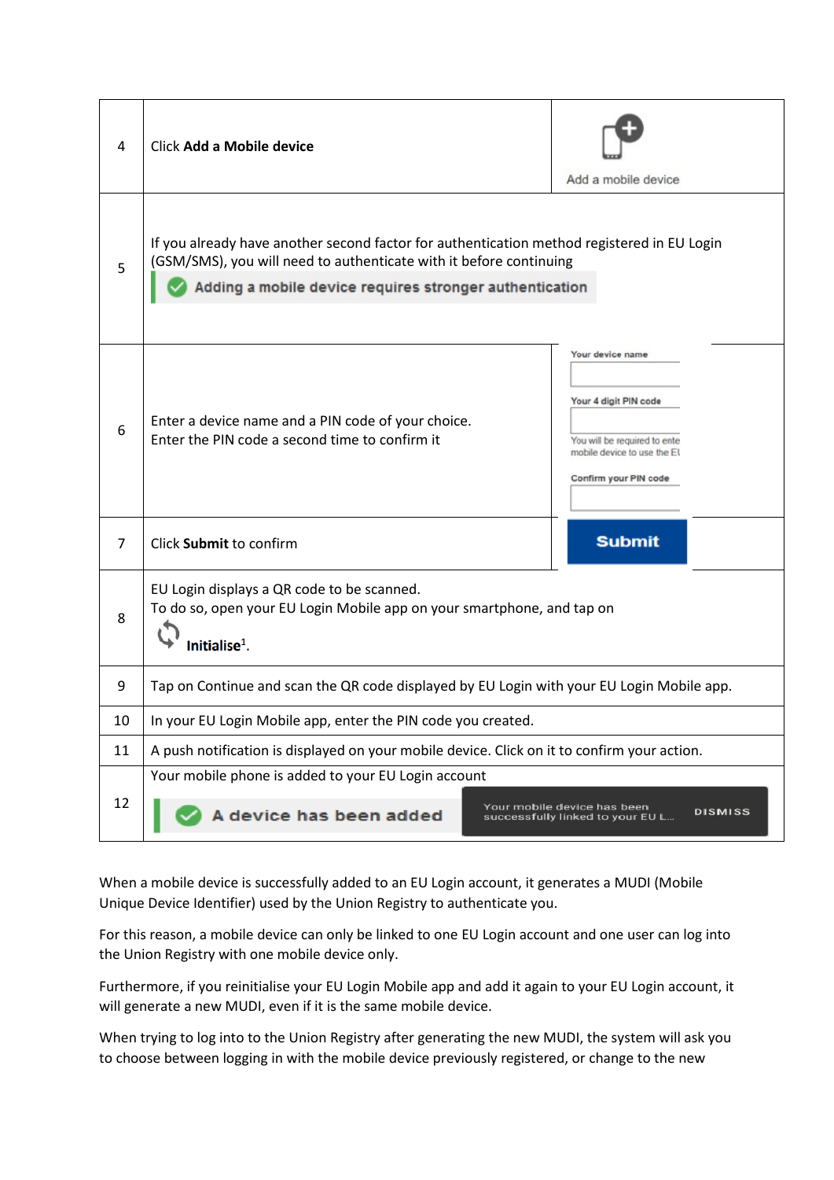| | | |
|---|---|---|
| 4 | Click **Add a Mobile device** | Add a mobile device |
| 5 | If you already have another second factor for authentication method registered in EU Login (GSM/SMS), you will need to authenticate with it before continuing<br>Adding a mobile device requires stronger authentication | |
| 6 | Enter a device name and a PIN code of your choice.<br>Enter the PIN code a second time to confirm it | Your device name<br>Your 4 digit PIN code<br>You will be required to ente mobile device to use the EI<br>Confirm your PIN code |
| 7 | Click **Submit** to confirm | Submit |
| 8 | EU Login displays a QR code to be scanned.<br>To do so, open your EU Login Mobile app on your smartphone, and tap on **Initialise**[1]. | |
| 9 | Tap on Continue and scan the QR code displayed by EU Login with your EU Login Mobile app. | |
| 10 | In your EU Login Mobile app, enter the PIN code you created. | |
| 11 | A push notification is displayed on your mobile device. Click on it to confirm your action. | |
| 12 | Your mobile phone is added to your EU Login account<br>A device has been added<br>Your mobile device has been successfully linked to your EU L... DISMISS | |

When a mobile device is successfully added to an EU Login account, it generates a MUDI (Mobile Unique Device Identifier) used by the Union Registry to authenticate you.

For this reason, a mobile device can only be linked to one EU Login account and one user can log into the Union Registry with one mobile device only.

Furthermore, if you reinitialise your EU Login Mobile app and add it again to your EU Login account, it will generate a new MUDI, even if it is the same mobile device.

When trying to log into to the Union Registry after generating the new MUDI, the system will ask you to choose between logging in with the mobile device previously registered, or change to the new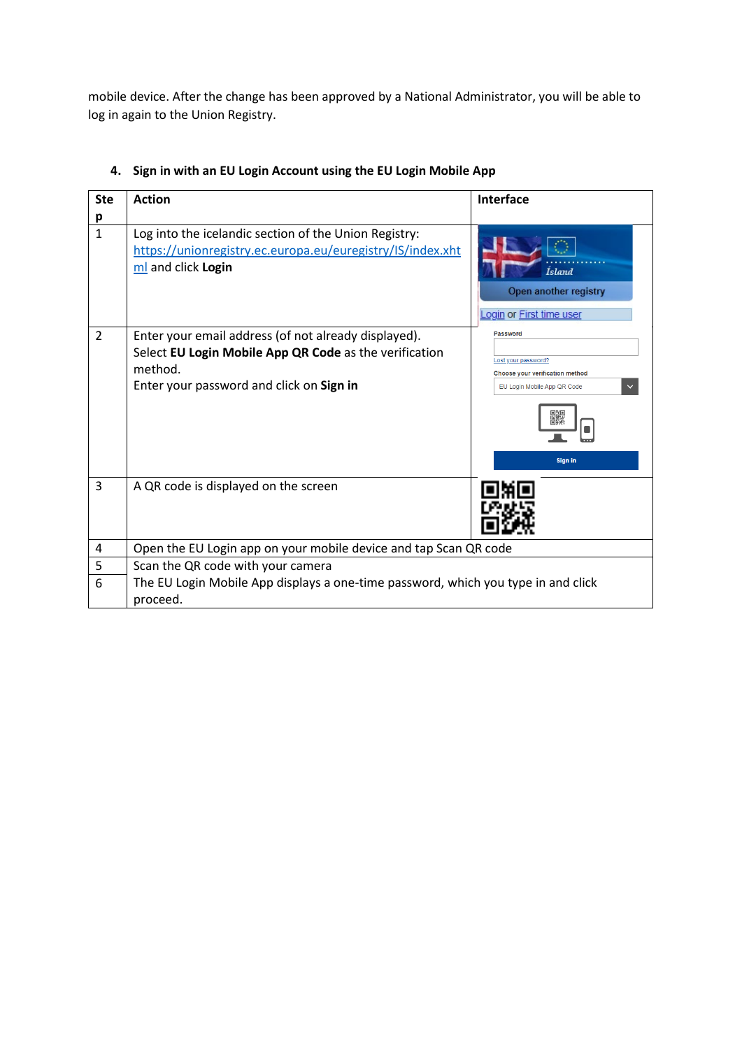mobile device. After the change has been approved by a National Administrator, you will be able to log in again to the Union Registry.

## 4. Sign in with an EU Login Account using the EU Login Mobile App

| Step | Action | Interface |
|---|---|---|
| 1 | Log into the icelandic section of the Union Registry: https://unionregistry.ec.europa.eu/euregistry/IS/index.xhtml and click **Login** | Ísland<br>Open another registry<br>Login or First time user |
| 2 | Enter your email address (of not already displayed).<br>Select **EU Login Mobile App QR Code** as the verification method.<br>Enter your password and click on **Sign in** | Password<br>Lost your password?<br>Choose your verification method<br>EU Login Mobile App QR Code<br>Sign in |
| 3 | A QR code is displayed on the screen | |
| 4 | Open the EU Login app on your mobile device and tap Scan QR code | |
| 5 | Scan the QR code with your camera | |
| 6 | The EU Login Mobile App displays a one-time password, which you type in and click proceed. | |